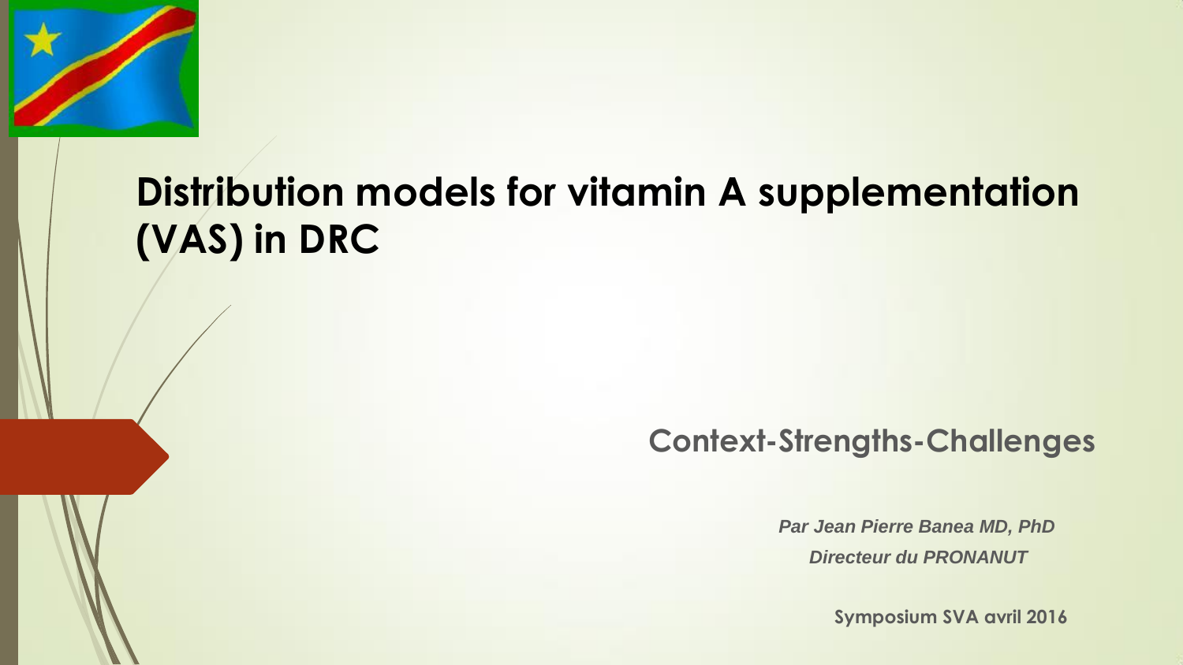# Distribution models for vitamin A supplementation (VAS) in DRC

## Context-Strengths-Challenges

*Par Jean Pierre Banea MD, PhD*

*Directeur du PRONANUT*

**Symposium SVA avril 2016**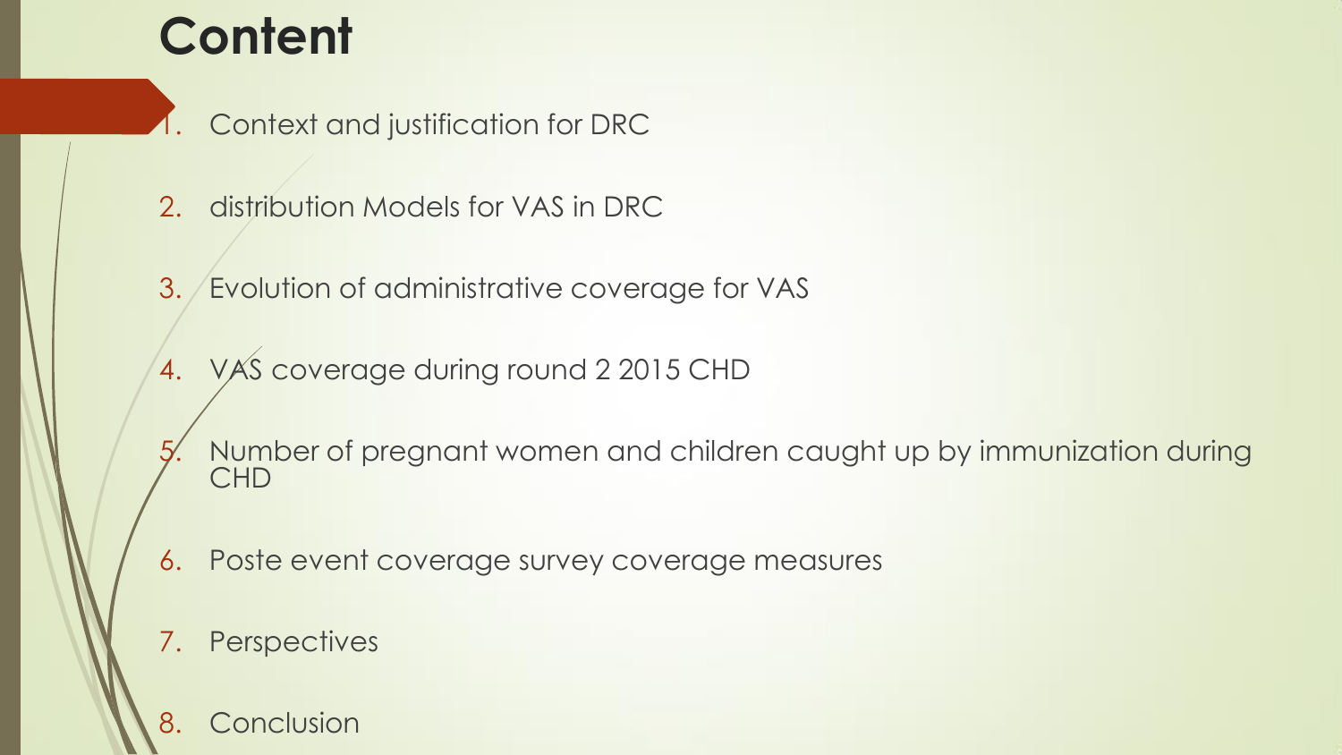# Content

1. Context and justification for DRC
2. distribution Models for VAS in DRC
3. Evolution of administrative coverage for VAS
4. VAS coverage during round 2 2015 CHD
5. Number of pregnant women and children caught up by immunization during CHD
6. Poste event coverage survey coverage measures
7. Perspectives
8. Conclusion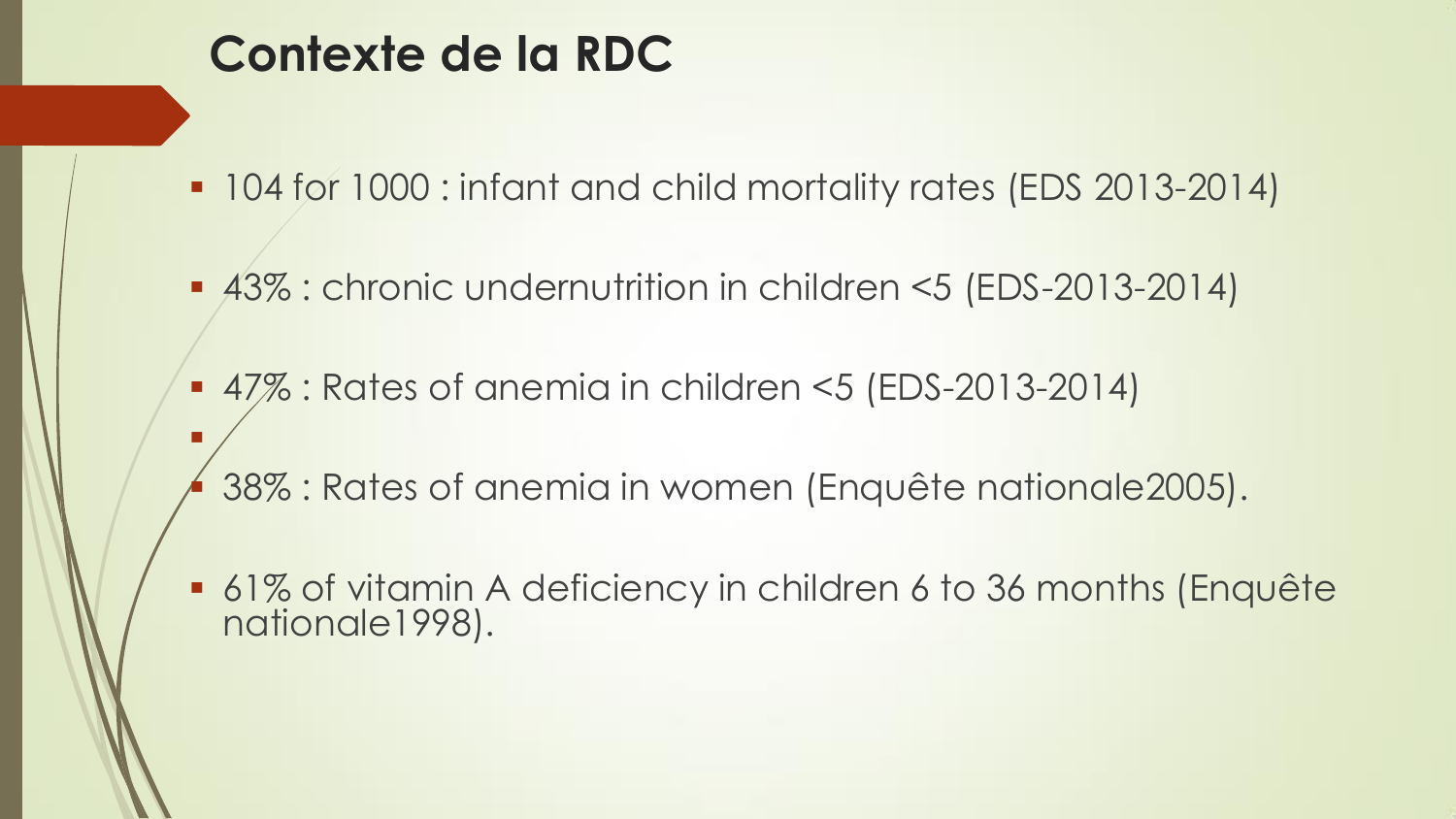# Contexte de la RDC

- 104 for 1000 : infant and child mortality rates (EDS 2013-2014)
- 43% : chronic undernutrition in children <5 (EDS-2013-2014)
- 47% : Rates of anemia in children <5 (EDS-2013-2014)
- 38% : Rates of anemia in women (Enquête nationale2005).
- 61% of vitamin A deficiency in children 6 to 36 months (Enquête nationale1998).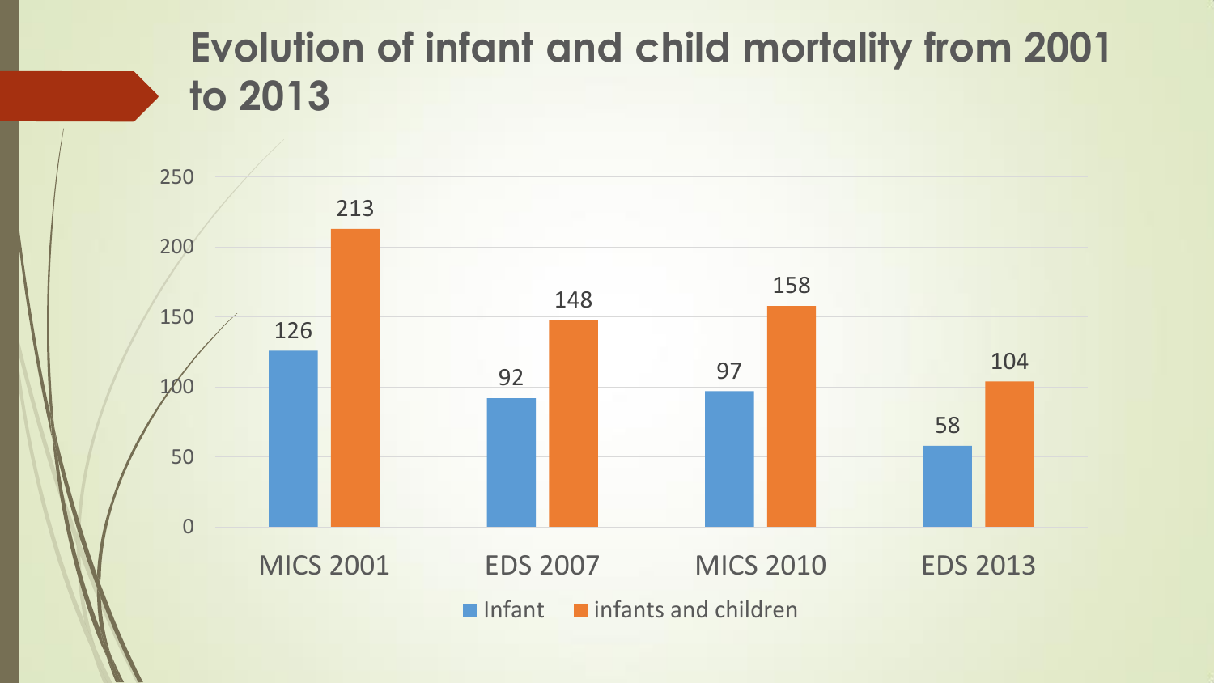# Evolution of infant and child mortality from 2001 to 2013

| | Infant | infants and children |
|---|---|---|
| MICS 2001 | 126 | 213 |
| EDS 2007 | 92 | 148 |
| MICS 2010 | 97 | 158 |
| EDS 2013 | 58 | 104 |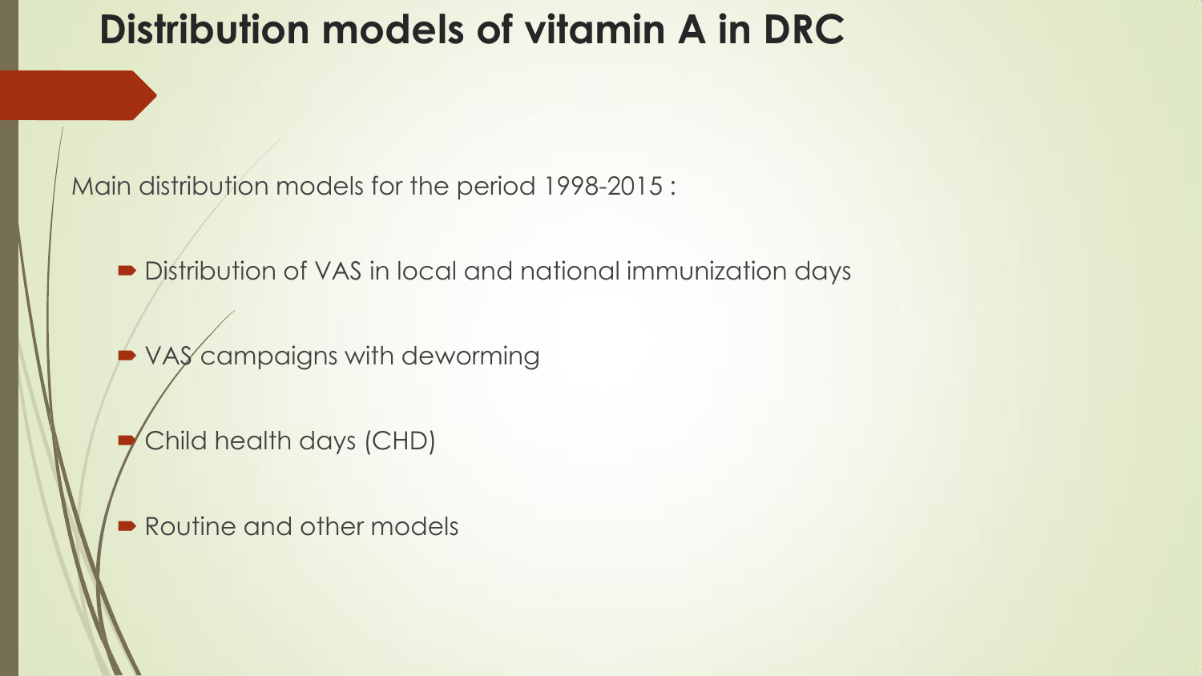# Distribution models of vitamin A in DRC

Main distribution models for the period 1998-2015 :

- Distribution of VAS in local and national immunization days
- VAS campaigns with deworming
- Child health days (CHD)
- Routine and other models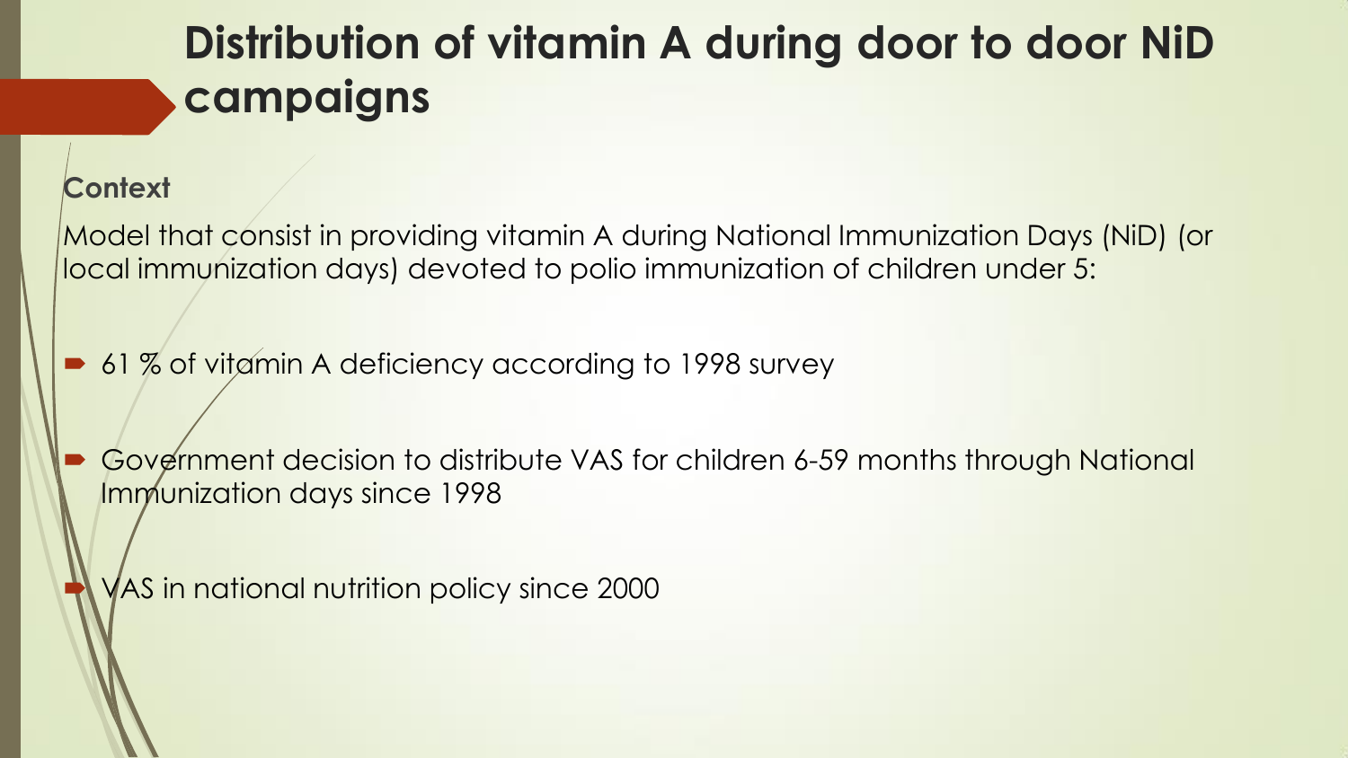# Distribution of vitamin A during door to door NiD campaigns

**Context**

Model that consist in providing vitamin A during National Immunization Days (NiD) (or local immunization days) devoted to polio immunization of children under 5:

- 61 % of vitamin A deficiency according to 1998 survey
- Government decision to distribute VAS for children 6-59 months through National Immunization days since 1998
- VAS in national nutrition policy since 2000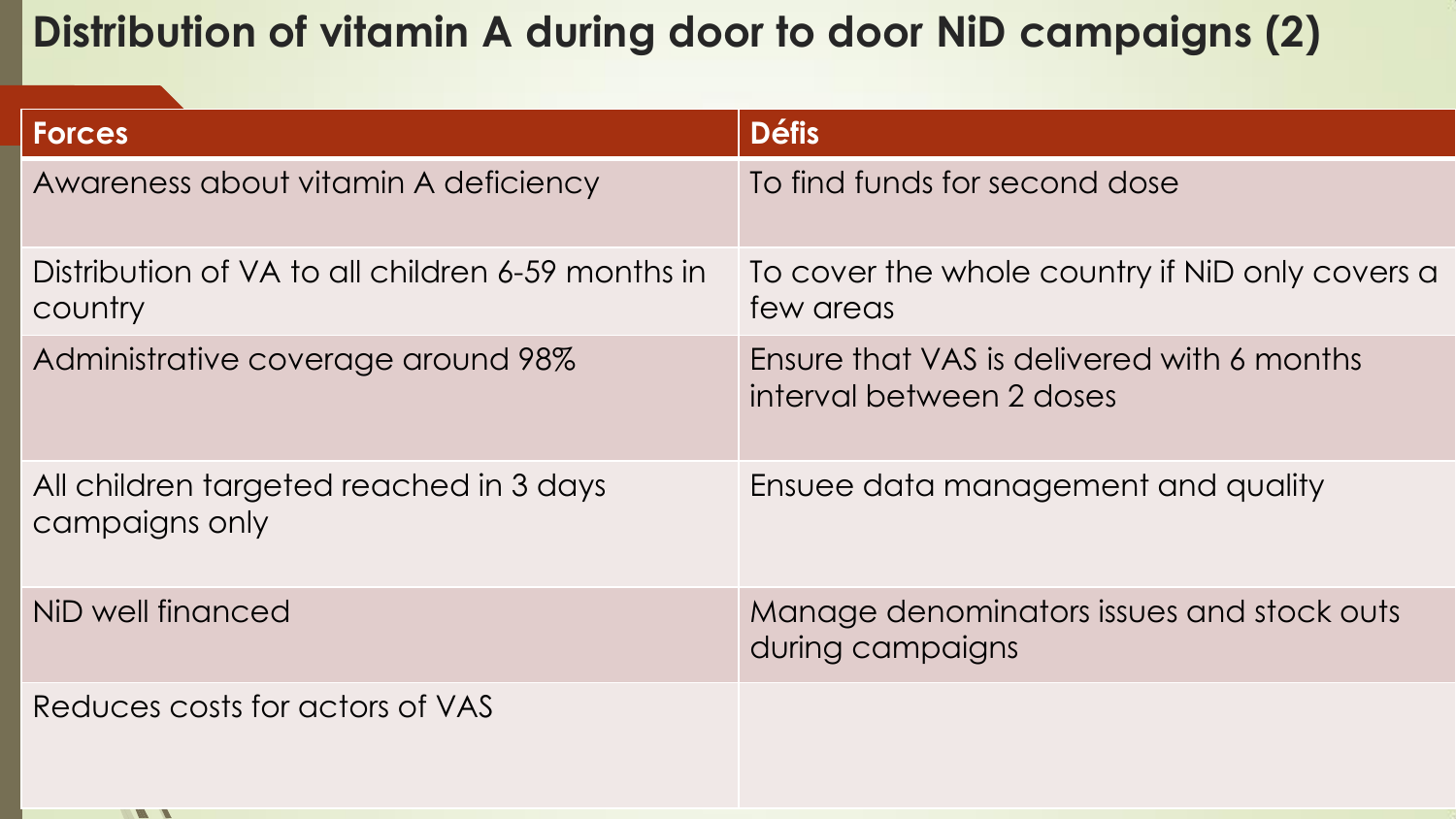# Distribution of vitamin A during door to door NiD campaigns (2)

| Forces | Défis |
| --- | --- |
| Awareness about vitamin A deficiency | To find funds for second dose |
| Distribution of VA to all children 6-59 months in country | To cover the whole country if NiD only covers a few areas |
| Administrative coverage around 98% | Ensure that VAS is delivered with 6 months interval between 2 doses |
| All children targeted reached in 3 days campaigns only | Ensuee data management and quality |
| NiD well financed | Manage denominators issues and stock outs during campaigns |
| Reduces costs for actors of VAS | |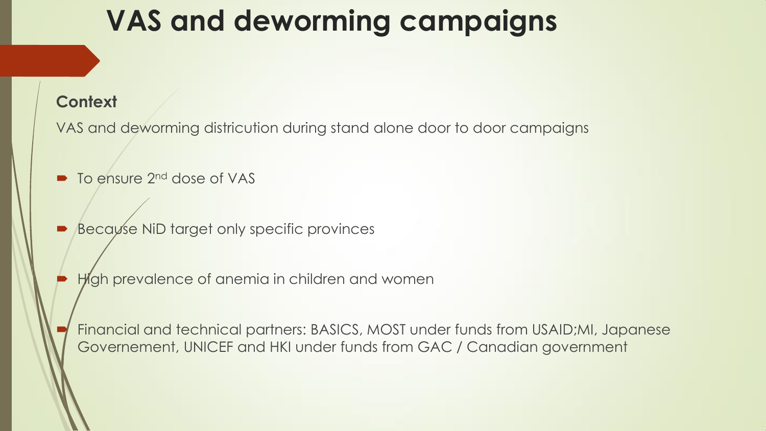# VAS and deworming campaigns

**Context**

VAS and deworming districution during stand alone door to door campaigns

- To ensure 2nd dose of VAS
- Because NiD target only specific provinces
- High prevalence of anemia in children and women
- Financial and technical partners: BASICS, MOST under funds from USAID;MI, Japanese Governement, UNICEF and HKI under funds from GAC / Canadian government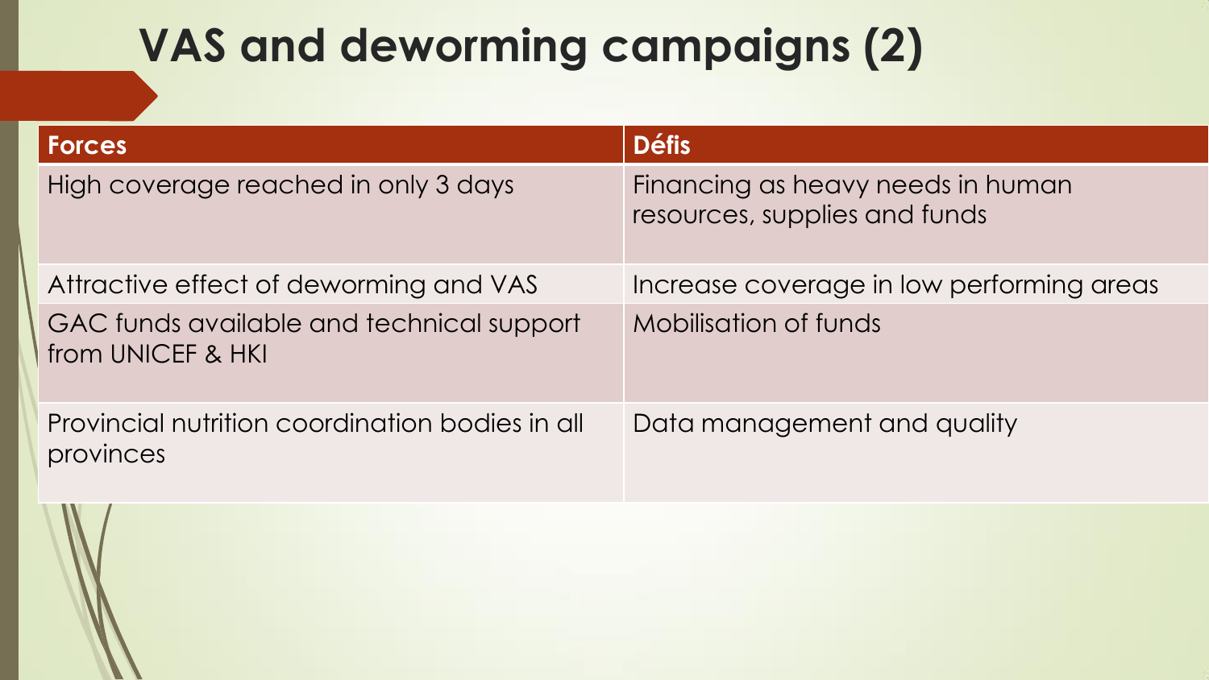# VAS and deworming campaigns (2)

| Forces | Défis |
| --- | --- |
| High coverage reached in only 3 days | Financing as heavy needs in human resources, supplies and funds |
| Attractive effect of deworming and VAS | Increase coverage in low performing areas |
| GAC funds available and technical support from UNICEF & HKI | Mobilisation of funds |
| Provincial nutrition coordination bodies in all provinces | Data management and quality |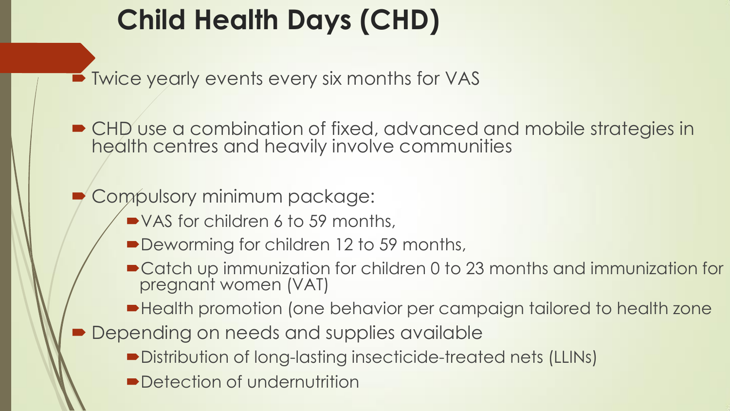# Child Health Days (CHD)

- Twice yearly events every six months for VAS
- CHD use a combination of fixed, advanced and mobile strategies in health centres and heavily involve communities
- Compulsory minimum package:
  - VAS for children 6 to 59 months,
  - Deworming for children 12 to 59 months,
  - Catch up immunization for children 0 to 23 months and immunization for pregnant women (VAT)
  - Health promotion (one behavior per campaign tailored to health zone
- Depending on needs and supplies available
  - Distribution of long-lasting insecticide-treated nets (LLINs)
  - Detection of undernutrition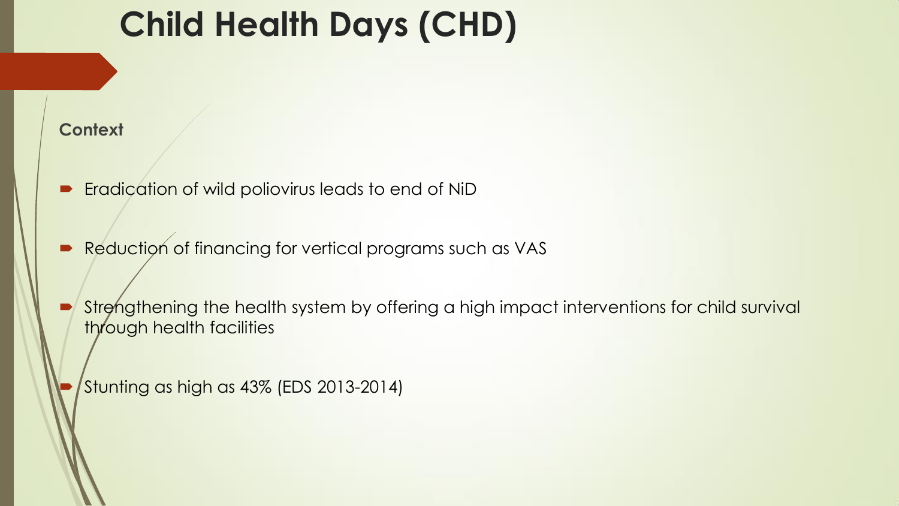# Child Health Days (CHD)

**Context**

- Eradication of wild poliovirus leads to end of NiD
- Reduction of financing for vertical programs such as VAS
- Strengthening the health system by offering a high impact interventions for child survival through health facilities
- Stunting as high as 43% (EDS 2013-2014)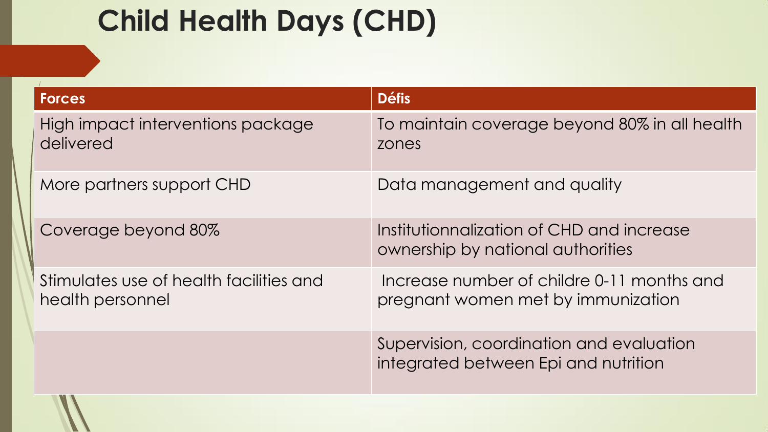# Child Health Days (CHD)

| Forces | Défis |
|---|---|
| High impact interventions package delivered | To maintain coverage beyond 80% in all health zones |
| More partners support CHD | Data management and quality |
| Coverage beyond 80% | Institutionnalization of CHD and increase ownership by national authorities |
| Stimulates use of health facilities and health personnel | Increase number of childre 0-11 months and pregnant women met by immunization |
| | Supervision, coordination and evaluation integrated between Epi and nutrition |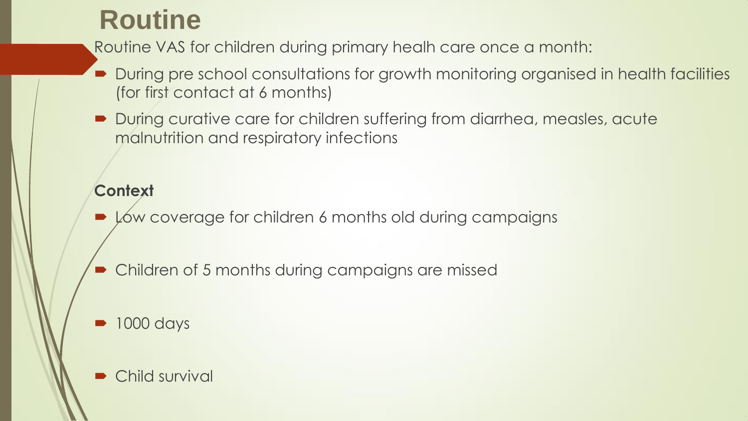# Routine

Routine VAS for children during primary healh care once a month:

- During pre school consultations for growth monitoring organised in health facilities (for first contact at 6 months)
- During curative care for children suffering from diarrhea, measles, acute malnutrition and respiratory infections

**Context**

- Low coverage for children 6 months old during campaigns
- Children of 5 months during campaigns are missed
- 1000 days
- Child survival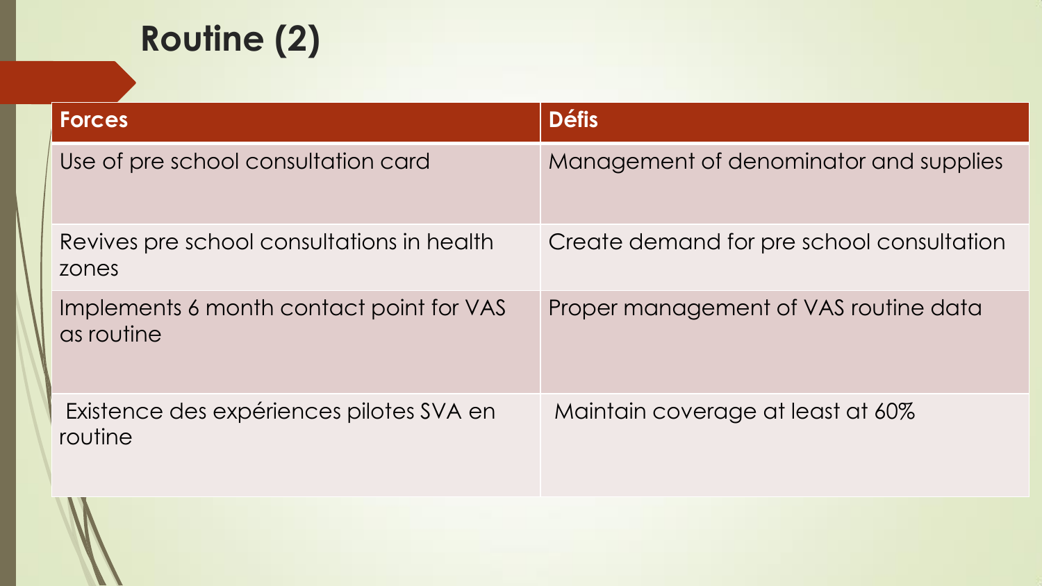# Routine (2)

| Forces | Défis |
|---|---|
| Use of pre school consultation card | Management of denominator and supplies |
| Revives pre school consultations in health zones | Create demand for pre school consultation |
| Implements 6 month contact point for VAS as routine | Proper management of VAS routine data |
| Existence des expériences pilotes SVA en routine | Maintain coverage at least at 60% |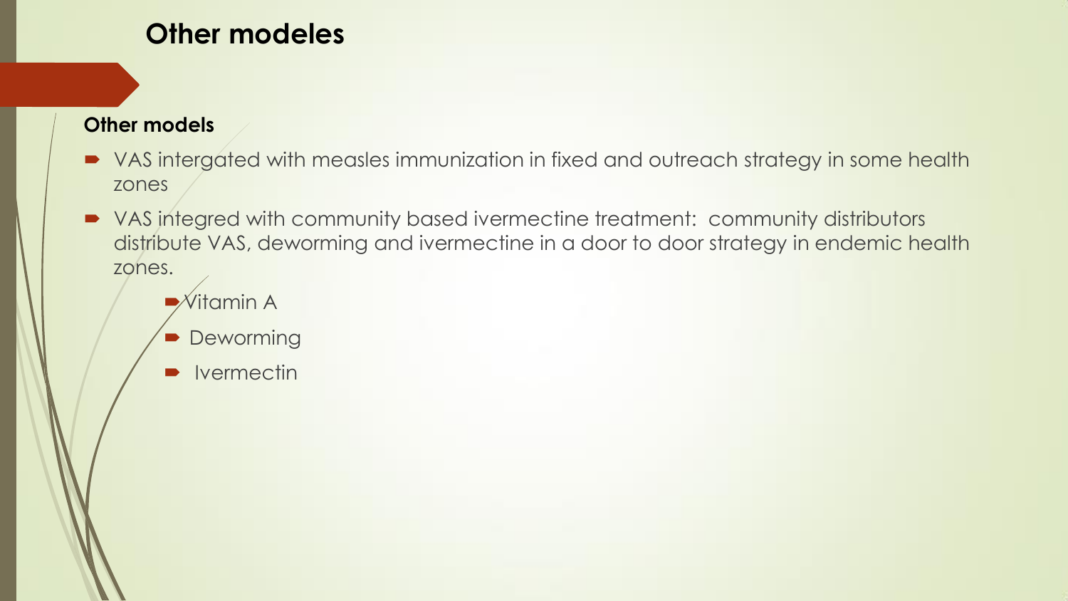# Other modeles

**Other models**

- VAS intergated with measles immunization in fixed and outreach strategy in some health zones
- VAS integred with community based ivermectine treatment: community distributors distribute VAS, deworming and ivermectine in a door to door strategy in endemic health zones.
  - Vitamin A
  - Deworming
  - Ivermectin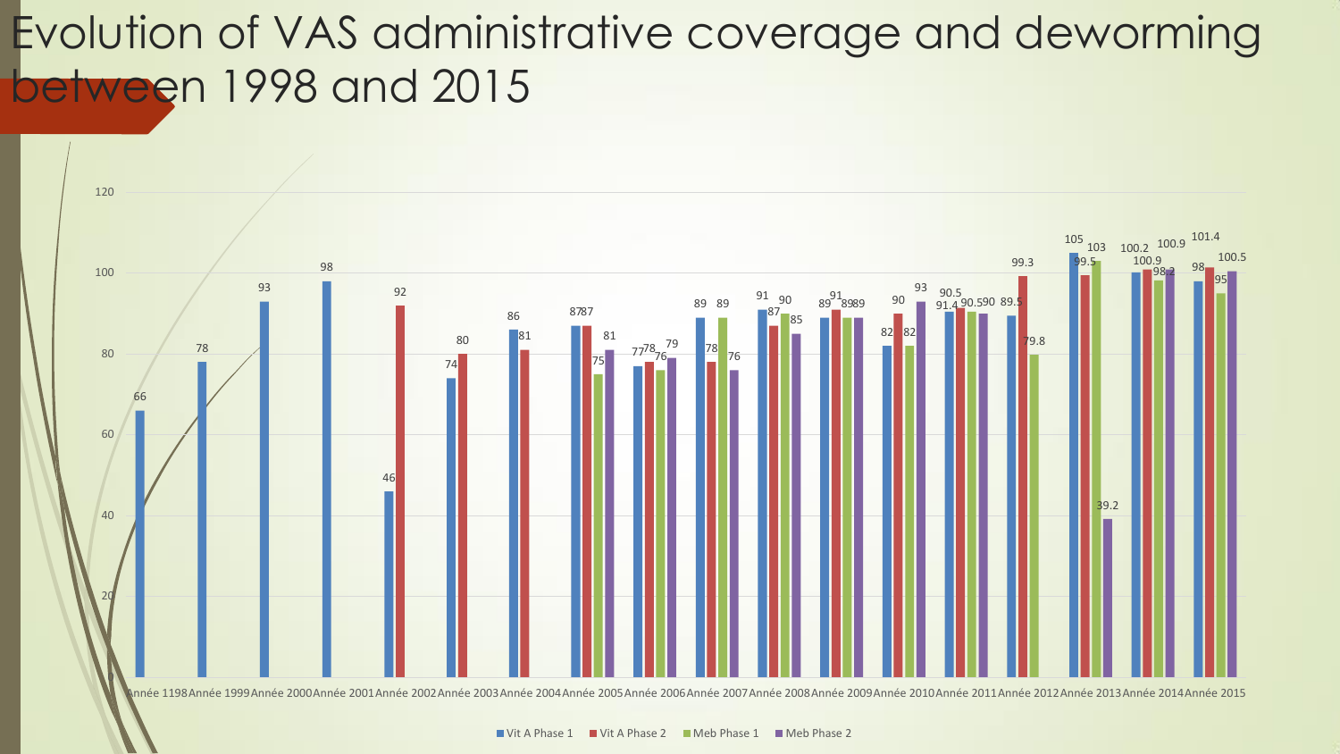# Evolution of VAS administrative coverage and deworming between 1998 and 2015

| | Vit A Phase 1 | Vit A Phase 2 | Meb Phase 1 | Meb Phase 2 |
|---|---|---|---|---|
| Année 1198 | 66 | | | |
| Année 1999 | 78 | | | |
| Année 2000 | 93 | | | |
| Année 2001 | 98 | | | |
| Année 2002 | 46 | 92 | | |
| Année 2003 | 74 | 80 | | |
| Année 2004 | 86 | 81 | | |
| Année 2005 | 87 | 87 | 75 | 81 |
| Année 2006 | 77 | 78 | 76 | 79 |
| Année 2007 | 89 | 78 | 89 | 76 |
| Année 2008 | 91 | 87 | 90 | 85 |
| Année 2009 | 89 | 91 | 89 | 89 |
| Année 2010 | 82 | 90 | 82 | 93 |
| Année 2011 | 90.5 | 91.4 | 90.5 | 90 |
| Année 2012 | 89.5 | 99.3 | 79.8 | |
| Année 2013 | 105 | 99.5 | 103 | 39.2 |
| Année 2014 | 100.2 | 100.9 | 98.2 | 100.9 |
| Année 2015 | 98 | 101.4 | 95 | 100.5 |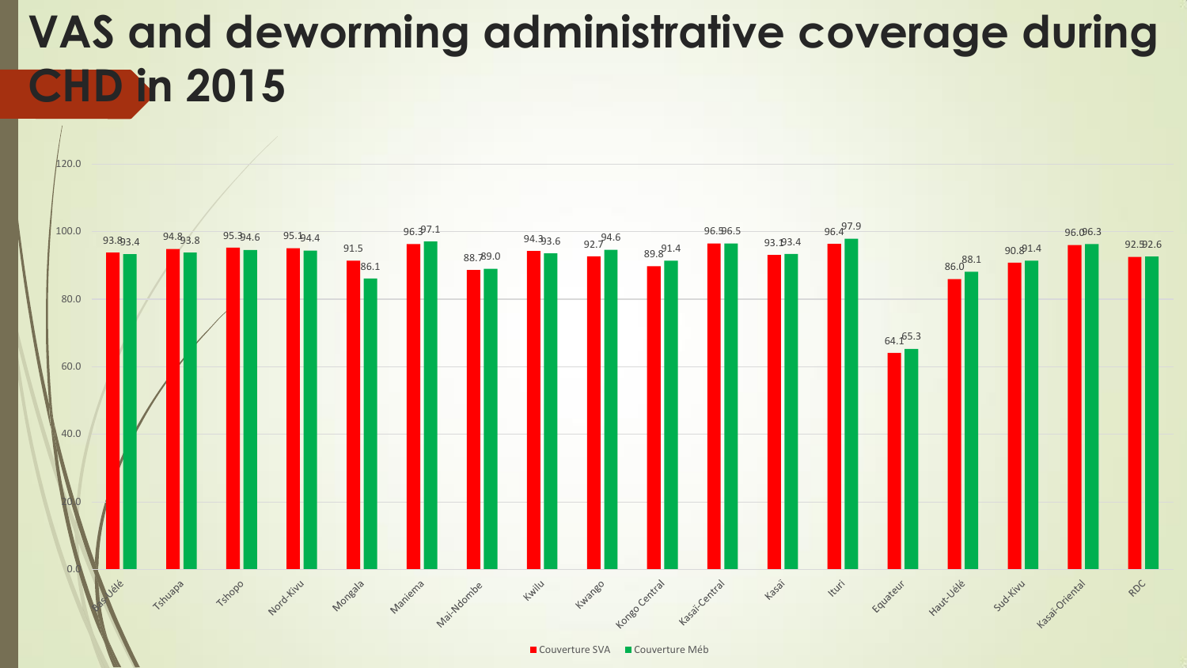# VAS and deworming administrative coverage during CHD in 2015

| Province | Couverture SVA | Couverture Méb |
|---|---|---|
| Bas-Uélé | 93.8 | 93.4 |
| Tshuapa | 94.8 | 93.8 |
| Tshopo | 95.3 | 94.6 |
| Nord-Kivu | 95.1 | 94.4 |
| Mongala | 91.5 | 86.1 |
| Maniema | 96.3 | 97.1 |
| Mai-Ndombe | 88.7 | 89.0 |
| Kwilu | 94.3 | 93.6 |
| Kwango | 92.7 | 94.6 |
| Kongo Central | 89.8 | 91.4 |
| Kasaï-Central | 96.5 | 96.5 |
| Kasaï | 93.1 | 93.4 |
| Ituri | 96.4 | 97.9 |
| Equateur | 64.1 | 65.3 |
| Haut-Uélé | 86.0 | 88.1 |
| Sud-Kivu | 90.8 | 91.4 |
| Kasaï-Oriental | 96.0 | 96.3 |
| RDC | 92.5 | 92.6 |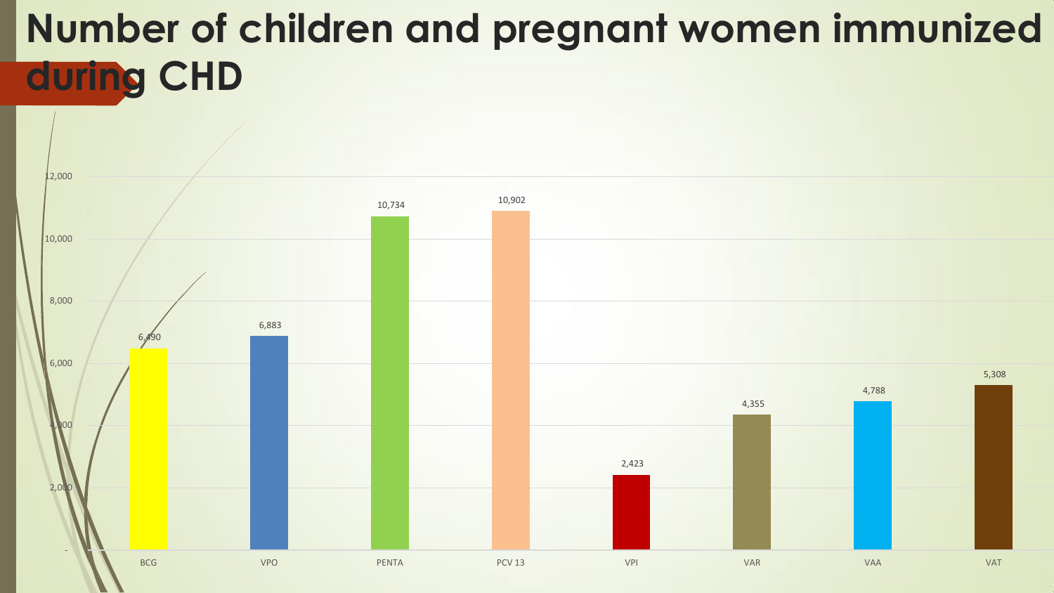# Number of children and pregnant women immunized during CHD

| Vaccine | Number |
| --- | --- |
| BCG | 6,490 |
| VPO | 6,883 |
| PENTA | 10,734 |
| PCV 13 | 10,902 |
| VPI | 2,423 |
| VAR | 4,355 |
| VAA | 4,788 |
| VAT | 5,308 |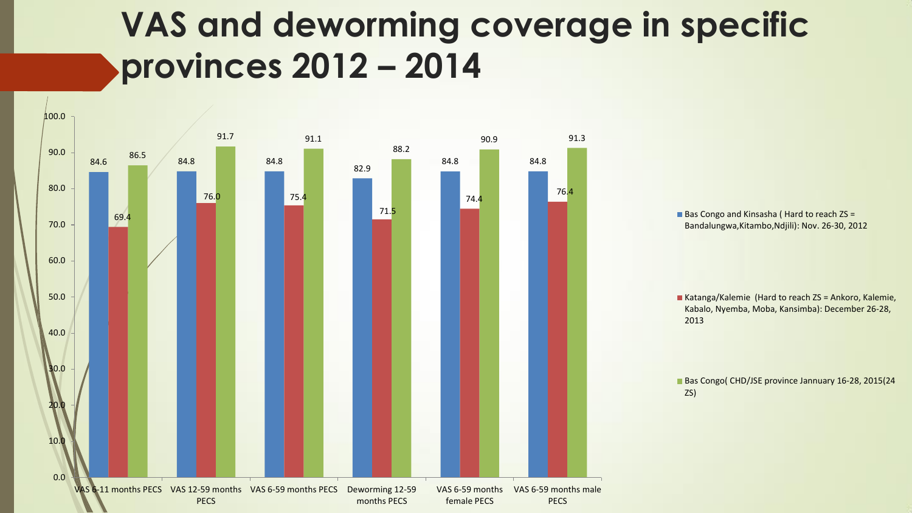# VAS and deworming coverage in specific provinces 2012 – 2014

| | VAS 6-11 months PECS | VAS 12-59 months PECS | VAS 6-59 months PECS | Deworming 12-59 months PECS | VAS 6-59 months female PECS | VAS 6-59 months male PECS |
|---|---|---|---|---|---|---|
| Bas Congo and Kinsasha ( Hard to reach ZS = Bandalungwa,Kitambo,Ndjili): Nov. 26-30, 2012 | 84.6 | 84.8 | 84.8 | 82.9 | 84.8 | 84.8 |
| Katanga/Kalemie (Hard to reach ZS = Ankoro, Kalemie, Kabalo, Nyemba, Moba, Kansimba): December 26-28, 2013 | 69.4 | 76.0 | 75.4 | 71.5 | 74.4 | 76.4 |
| Bas Congo( CHD/JSE province Jannuary 16-28, 2015(24 ZS) | 86.5 | 91.7 | 91.1 | 88.2 | 90.9 | 91.3 |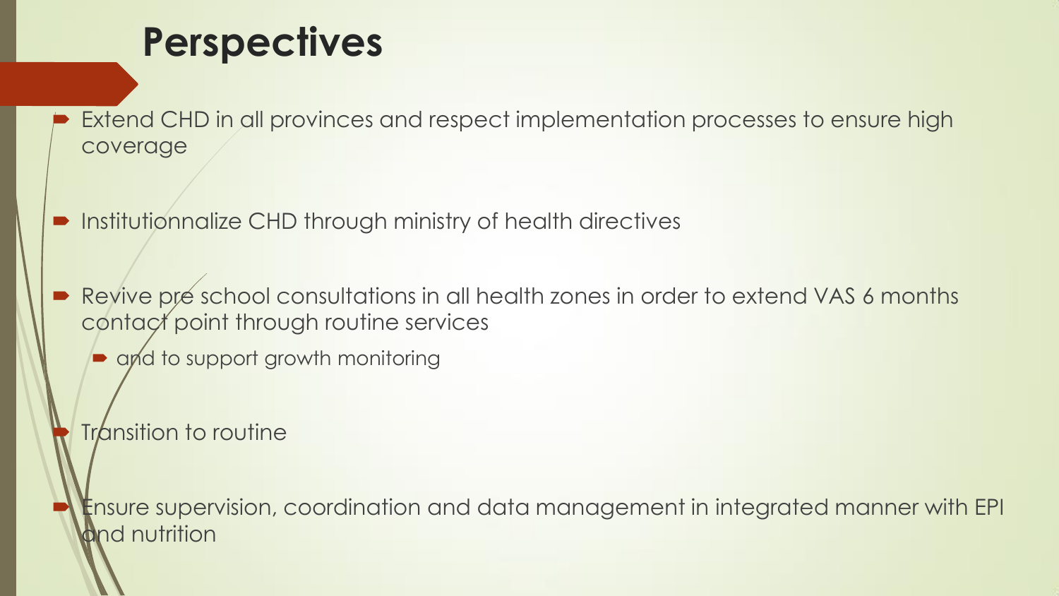# Perspectives

- Extend CHD in all provinces and respect implementation processes to ensure high coverage
- Institutionnalize CHD through ministry of health directives
- Revive pre school consultations in all health zones in order to extend VAS 6 months contact point through routine services
  - and to support growth monitoring
- Transition to routine
- Ensure supervision, coordination and data management in integrated manner with EPI and nutrition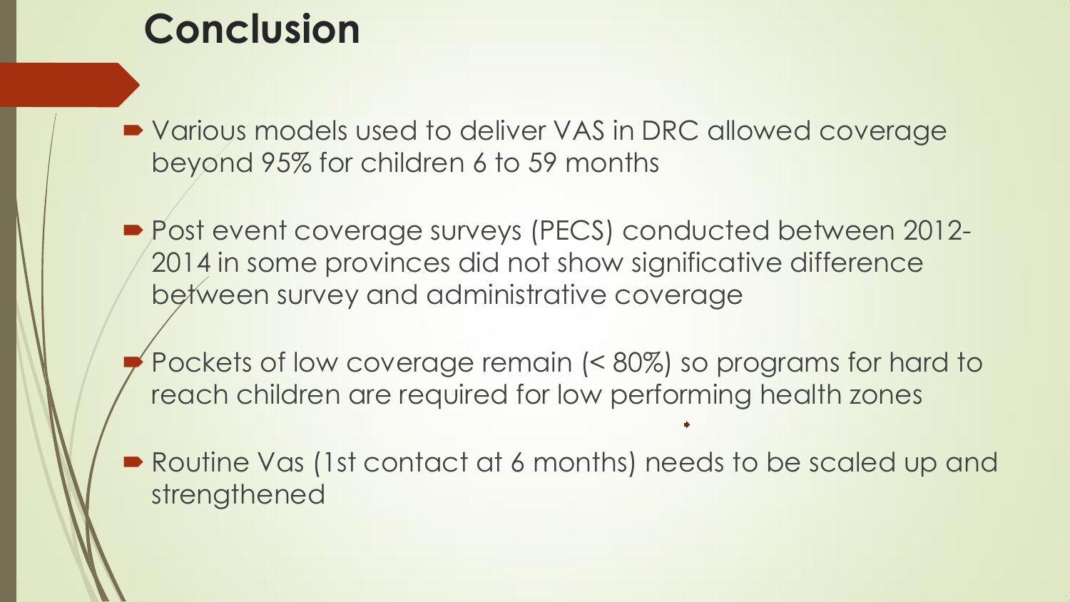# Conclusion

- Various models used to deliver VAS in DRC allowed coverage beyond 95% for children 6 to 59 months
- Post event coverage surveys (PECS) conducted between 2012-2014 in some provinces did not show significative difference between survey and administrative coverage
- Pockets of low coverage remain (< 80%) so programs for hard to reach children are required for low performing health zones
- Routine Vas (1st contact at 6 months) needs to be scaled up and strengthened